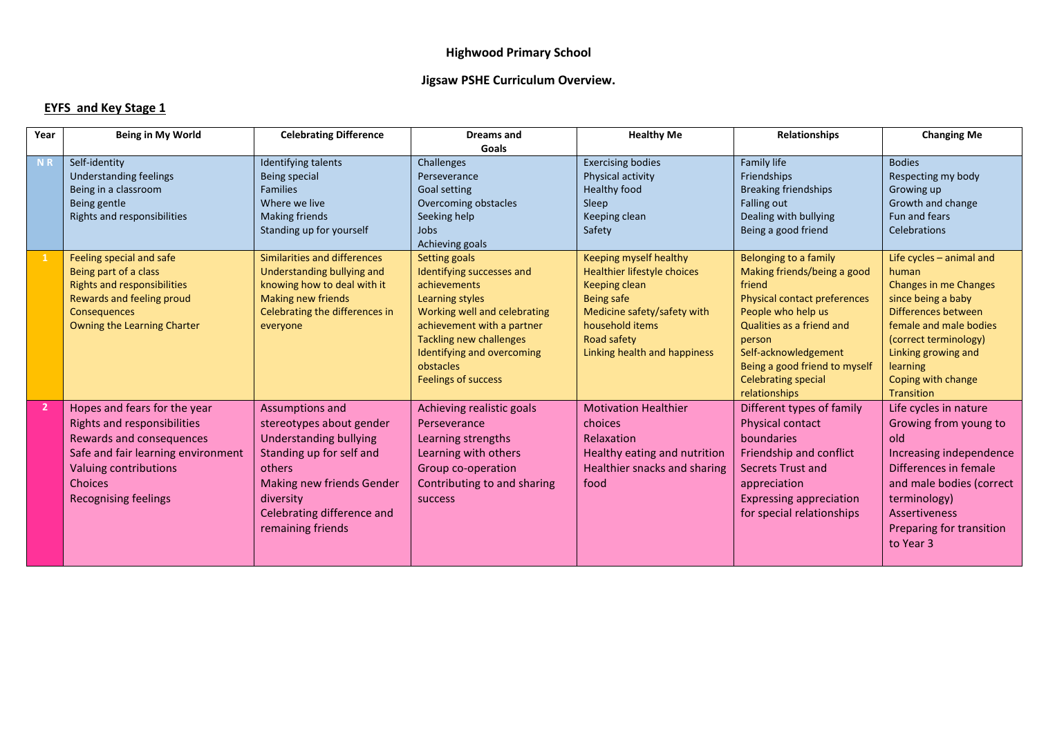**Highwood Primary School**

**Jigsaw PSHE Curriculum Overview.**

## EYFS and Key Stage 1

| Year | Being in My World | Celebrating Difference | Dreams and Goals | Healthy Me | Relationships | Changing Me |
|---|---|---|---|---|---|---|
| N R | Self-identity<br>Understanding feelings<br>Being in a classroom<br>Being gentle<br>Rights and responsibilities | Identifying talents<br>Being special<br>Families<br>Where we live<br>Making friends<br>Standing up for yourself | Challenges<br>Perseverance<br>Goal setting<br>Overcoming obstacles<br>Seeking help<br>Jobs<br>Achieving goals | Exercising bodies<br>Physical activity<br>Healthy food<br>Sleep<br>Keeping clean<br>Safety | Family life<br>Friendships<br>Breaking friendships<br>Falling out<br>Dealing with bullying<br>Being a good friend | Bodies<br>Respecting my body<br>Growing up<br>Growth and change<br>Fun and fears<br>Celebrations |
| 1 | Feeling special and safe<br>Being part of a class<br>Rights and responsibilities<br>Rewards and feeling proud<br>Consequences<br>Owning the Learning Charter | Similarities and differences<br>Understanding bullying and knowing how to deal with it<br>Making new friends<br>Celebrating the differences in everyone | Setting goals<br>Identifying successes and achievements<br>Learning styles<br>Working well and celebrating achievement with a partner<br>Tackling new challenges<br>Identifying and overcoming obstacles<br>Feelings of success | Keeping myself healthy<br>Healthier lifestyle choices<br>Keeping clean<br>Being safe<br>Medicine safety/safety with household items<br>Road safety<br>Linking health and happiness | Belonging to a family<br>Making friends/being a good friend<br>Physical contact preferences<br>People who help us<br>Qualities as a friend and person<br>Self-acknowledgement<br>Being a good friend to myself<br>Celebrating special relationships | Life cycles – animal and human<br>Changes in me Changes since being a baby<br>Differences between female and male bodies (correct terminology)<br>Linking growing and learning<br>Coping with change<br>Transition |
| 2 | Hopes and fears for the year<br>Rights and responsibilities<br>Rewards and consequences<br>Safe and fair learning environment<br>Valuing contributions<br>Choices<br>Recognising feelings | Assumptions and stereotypes about gender<br>Understanding bullying<br>Standing up for self and others<br>Making new friends Gender diversity<br>Celebrating difference and remaining friends | Achieving realistic goals<br>Perseverance<br>Learning strengths<br>Learning with others<br>Group co-operation<br>Contributing to and sharing success | Motivation Healthier choices<br>Relaxation<br>Healthy eating and nutrition<br>Healthier snacks and sharing food | Different types of family<br>Physical contact boundaries<br>Friendship and conflict<br>Secrets Trust and appreciation<br>Expressing appreciation for special relationships | Life cycles in nature<br>Growing from young to old<br>Increasing independence<br>Differences in female and male bodies (correct terminology)<br>Assertiveness<br>Preparing for transition to Year 3 |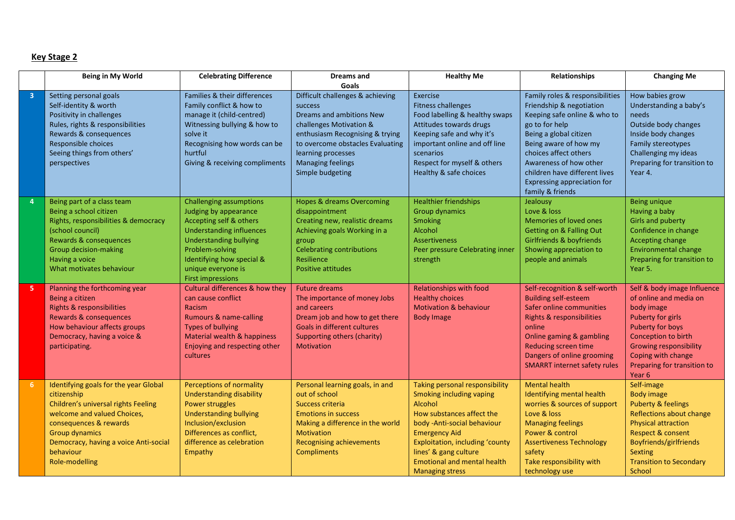## Key Stage 2

| | Being in My World | Celebrating Difference | Dreams and Goals | Healthy Me | Relationships | Changing Me |
|---|---|---|---|---|---|---|
| 3 | Setting personal goals<br>Self-identity & worth<br>Positivity in challenges<br>Rules, rights & responsibilities<br>Rewards & consequences<br>Responsible choices<br>Seeing things from others' perspectives | Families & their differences<br>Family conflict & how to manage it (child-centred)<br>Witnessing bullying & how to solve it<br>Recognising how words can be hurtful<br>Giving & receiving compliments | Difficult challenges & achieving success<br>Dreams and ambitions New challenges Motivation & enthusiasm Recognising & trying to overcome obstacles Evaluating learning processes<br>Managing feelings<br>Simple budgeting | Exercise<br>Fitness challenges<br>Food labelling & healthy swaps<br>Attitudes towards drugs<br>Keeping safe and why it's important online and off line scenarios<br>Respect for myself & others<br>Healthy & safe choices | Family roles & responsibilities<br>Friendship & negotiation<br>Keeping safe online & who to go to for help<br>Being a global citizen<br>Being aware of how my choices affect others<br>Awareness of how other children have different lives<br>Expressing appreciation for family & friends | How babies grow<br>Understanding a baby's needs<br>Outside body changes<br>Inside body changes<br>Family stereotypes<br>Challenging my ideas<br>Preparing for transition to Year 4. |
| 4 | Being part of a class team<br>Being a school citizen<br>Rights, responsibilities & democracy (school council)<br>Rewards & consequences<br>Group decision-making<br>Having a voice<br>What motivates behaviour | Challenging assumptions<br>Judging by appearance<br>Accepting self & others<br>Understanding influences<br>Understanding bullying<br>Problem-solving<br>Identifying how special & unique everyone is<br>First impressions | Hopes & dreams Overcoming disappointment<br>Creating new, realistic dreams<br>Achieving goals Working in a group<br>Celebrating contributions<br>Resilience<br>Positive attitudes | Healthier friendships<br>Group dynamics<br>Smoking<br>Alcohol<br>Assertiveness<br>Peer pressure Celebrating inner strength | Jealousy<br>Love & loss<br>Memories of loved ones<br>Getting on & Falling Out<br>Girlfriends & boyfriends<br>Showing appreciation to people and animals | Being unique<br>Having a baby<br>Girls and puberty<br>Confidence in change<br>Accepting change<br>Environmental change<br>Preparing for transition to Year 5. |
| 5 | Planning the forthcoming year<br>Being a citizen<br>Rights & responsibilities<br>Rewards & consequences<br>How behaviour affects groups<br>Democracy, having a voice & participating. | Cultural differences & how they can cause conflict<br>Racism<br>Rumours & name-calling<br>Types of bullying<br>Material wealth & happiness<br>Enjoying and respecting other cultures | Future dreams<br>The importance of money Jobs and careers<br>Dream job and how to get there<br>Goals in different cultures<br>Supporting others (charity)<br>Motivation | Relationships with food<br>Healthy choices<br>Motivation & behaviour<br>Body Image | Self-recognition & self-worth<br>Building self-esteem<br>Safer online communities<br>Rights & responsibilities online<br>Online gaming & gambling<br>Reducing screen time<br>Dangers of online grooming<br>SMARRT internet safety rules | Self & body image Influence of online and media on body image<br>Puberty for girls<br>Puberty for boys<br>Conception to birth<br>Growing responsibility<br>Coping with change<br>Preparing for transition to Year 6 |
| 6 | Identifying goals for the year Global citizenship<br>Children's universal rights Feeling welcome and valued Choices, consequences & rewards<br>Group dynamics<br>Democracy, having a voice Anti-social behaviour<br>Role-modelling | Perceptions of normality<br>Understanding disability<br>Power struggles<br>Understanding bullying<br>Inclusion/exclusion<br>Differences as conflict, difference as celebration<br>Empathy | Personal learning goals, in and out of school<br>Success criteria<br>Emotions in success<br>Making a difference in the world<br>Motivation<br>Recognising achievements<br>Compliments | Taking personal responsibility<br>Smoking including vaping<br>Alcohol<br>How substances affect the body -Anti-social behaviour<br>Emergency Aid<br>Exploitation, including 'county lines' & gang culture<br>Emotional and mental health<br>Managing stress | Mental health<br>Identifying mental health worries & sources of support<br>Love & loss<br>Managing feelings<br>Power & control<br>Assertiveness Technology safety<br>Take responsibility with technology use | Self-image<br>Body image<br>Puberty & feelings<br>Reflections about change<br>Physical attraction<br>Respect & consent<br>Boyfriends/girlfriends<br>Sexting<br>Transition to Secondary School |